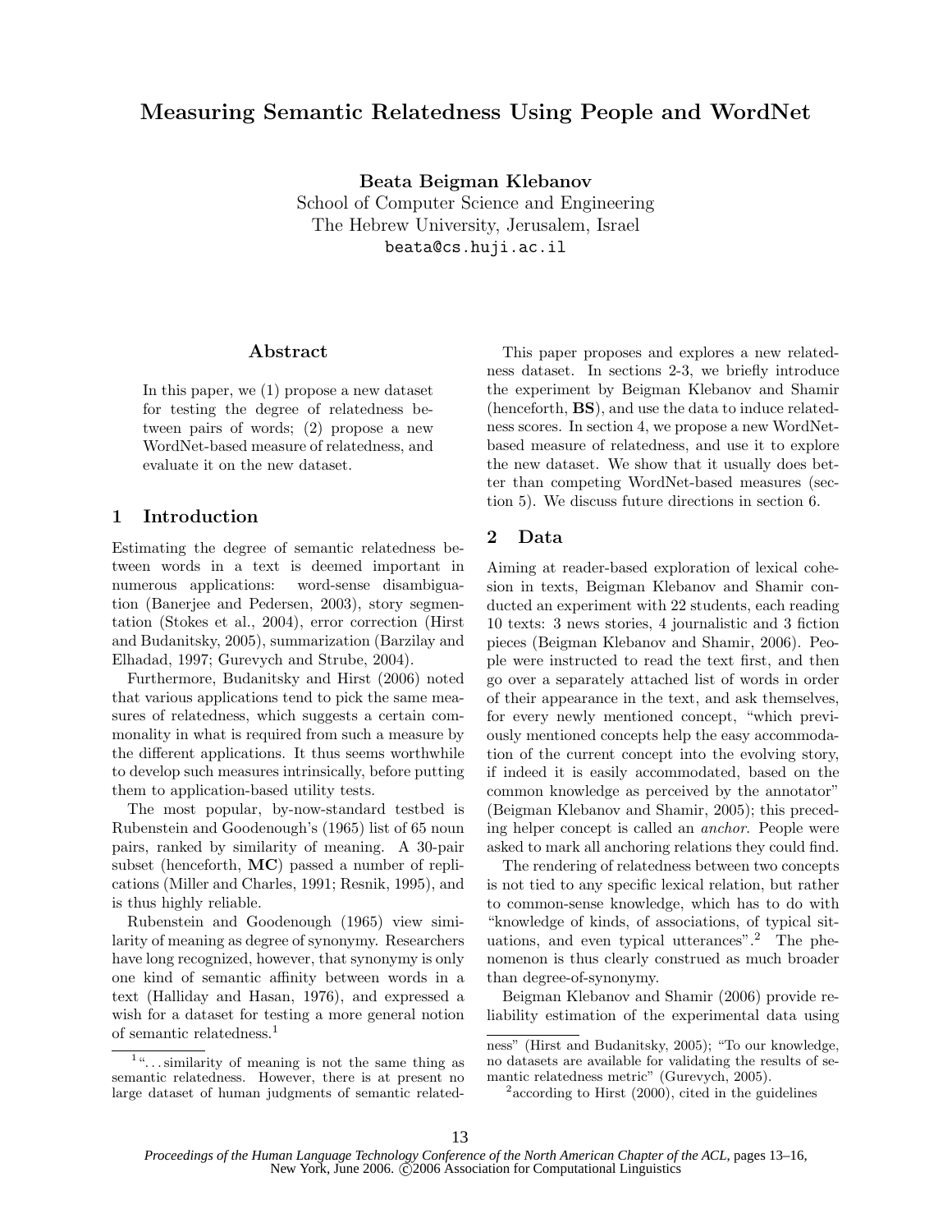# Measuring Semantic Relatedness Using People and WordNet

**Beata Beigman Klebanov**
School of Computer Science and Engineering
The Hebrew University, Jerusalem, Israel
beata@cs.huji.ac.il

## Abstract

In this paper, we (1) propose a new dataset for testing the degree of relatedness between pairs of words; (2) propose a new WordNet-based measure of relatedness, and evaluate it on the new dataset.

## 1 Introduction

Estimating the degree of semantic relatedness between words in a text is deemed important in numerous applications: word-sense disambiguation (Banerjee and Pedersen, 2003), story segmentation (Stokes et al., 2004), error correction (Hirst and Budanitsky, 2005), summarization (Barzilay and Elhadad, 1997; Gurevych and Strube, 2004).

Furthermore, Budanitsky and Hirst (2006) noted that various applications tend to pick the same measures of relatedness, which suggests a certain commonality in what is required from such a measure by the different applications. It thus seems worthwhile to develop such measures intrinsically, before putting them to application-based utility tests.

The most popular, by-now-standard testbed is Rubenstein and Goodenough's (1965) list of 65 noun pairs, ranked by similarity of meaning. A 30-pair subset (henceforth, **MC**) passed a number of replications (Miller and Charles, 1991; Resnik, 1995), and is thus highly reliable.

Rubenstein and Goodenough (1965) view similarity of meaning as degree of synonymy. Researchers have long recognized, however, that synonymy is only one kind of semantic affinity between words in a text (Halliday and Hasan, 1976), and expressed a wish for a dataset for testing a more general notion of semantic relatedness.[1]

This paper proposes and explores a new relatedness dataset. In sections 2-3, we briefly introduce the experiment by Beigman Klebanov and Shamir (henceforth, **BS**), and use the data to induce relatedness scores. In section 4, we propose a new WordNet-based measure of relatedness, and use it to explore the new dataset. We show that it usually does better than competing WordNet-based measures (section 5). We discuss future directions in section 6.

## 2 Data

Aiming at reader-based exploration of lexical cohesion in texts, Beigman Klebanov and Shamir conducted an experiment with 22 students, each reading 10 texts: 3 news stories, 4 journalistic and 3 fiction pieces (Beigman Klebanov and Shamir, 2006). People were instructed to read the text first, and then go over a separately attached list of words in order of their appearance in the text, and ask themselves, for every newly mentioned concept, "which previously mentioned concepts help the easy accommodation of the current concept into the evolving story, if indeed it is easily accommodated, based on the common knowledge as perceived by the annotator" (Beigman Klebanov and Shamir, 2005); this preceding helper concept is called an *anchor*. People were asked to mark all anchoring relations they could find.

The rendering of relatedness between two concepts is not tied to any specific lexical relation, but rather to common-sense knowledge, which has to do with "knowledge of kinds, of associations, of typical situations, and even typical utterances".[2] The phenomenon is thus clearly construed as much broader than degree-of-synonymy.

Beigman Klebanov and Shamir (2006) provide reliability estimation of the experimental data using

[1] "...similarity of meaning is not the same thing as semantic relatedness. However, there is at present no large dataset of human judgments of semantic relatedness" (Hirst and Budanitsky, 2005); "To our knowledge, no datasets are available for validating the results of semantic relatedness metric" (Gurevych, 2005).

[2] according to Hirst (2000), cited in the guidelines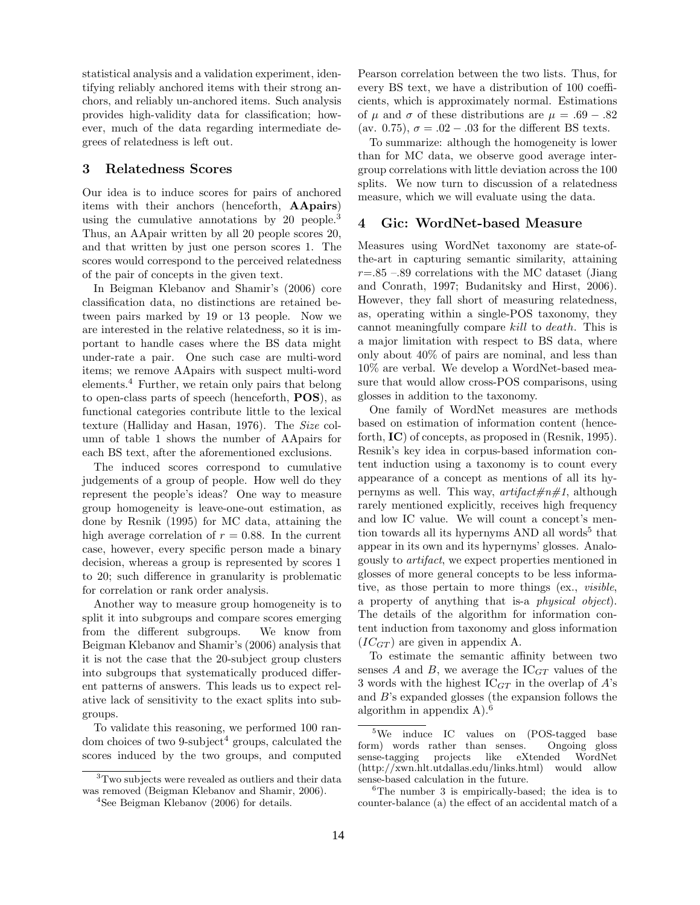statistical analysis and a validation experiment, identifying reliably anchored items with their strong anchors, and reliably un-anchored items. Such analysis provides high-validity data for classification; however, much of the data regarding intermediate degrees of relatedness is left out.

## 3 Relatedness Scores

Our idea is to induce scores for pairs of anchored items with their anchors (henceforth, **AApairs**) using the cumulative annotations by 20 people.[3] Thus, an AApair written by all 20 people scores 20, and that written by just one person scores 1. The scores would correspond to the perceived relatedness of the pair of concepts in the given text.

In Beigman Klebanov and Shamir's (2006) core classification data, no distinctions are retained between pairs marked by 19 or 13 people. Now we are interested in the relative relatedness, so it is important to handle cases where the BS data might under-rate a pair. One such case are multi-word items; we remove AApairs with suspect multi-word elements.[4] Further, we retain only pairs that belong to open-class parts of speech (henceforth, **POS**), as functional categories contribute little to the lexical texture (Halliday and Hasan, 1976). The *Size* column of table 1 shows the number of AApairs for each BS text, after the aforementioned exclusions.

The induced scores correspond to cumulative judgements of a group of people. How well do they represent the people's ideas? One way to measure group homogeneity is leave-one-out estimation, as done by Resnik (1995) for MC data, attaining the high average correlation of $r = 0.88$. In the current case, however, every specific person made a binary decision, whereas a group is represented by scores 1 to 20; such difference in granularity is problematic for correlation or rank order analysis.

Another way to measure group homogeneity is to split it into subgroups and compare scores emerging from the different subgroups. We know from Beigman Klebanov and Shamir's (2006) analysis that it is not the case that the 20-subject group clusters into subgroups that systematically produced different patterns of answers. This leads us to expect relative lack of sensitivity to the exact splits into subgroups.

To validate this reasoning, we performed 100 random choices of two 9-subject[4] groups, calculated the scores induced by the two groups, and computed Pearson correlation between the two lists. Thus, for every BS text, we have a distribution of 100 coefficients, which is approximately normal. Estimations of $\mu$ and $\sigma$ of these distributions are $\mu = .69 - .82$ (av. 0.75), $\sigma = .02 - .03$ for the different BS texts.

To summarize: although the homogeneity is lower than for MC data, we observe good average inter-group correlations with little deviation across the 100 splits. We now turn to discussion of a relatedness measure, which we will evaluate using the data.

## 4 Gic: WordNet-based Measure

Measures using WordNet taxonomy are state-of-the-art in capturing semantic similarity, attaining $r$=.85 –.89 correlations with the MC dataset (Jiang and Conrath, 1997; Budanitsky and Hirst, 2006). However, they fall short of measuring relatedness, as, operating within a single-POS taxonomy, they cannot meaningfully compare *kill* to *death*. This is a major limitation with respect to BS data, where only about 40% of pairs are nominal, and less than 10% are verbal. We develop a WordNet-based measure that would allow cross-POS comparisons, using glosses in addition to the taxonomy.

One family of WordNet measures are methods based on estimation of information content (henceforth, **IC**) of concepts, as proposed in (Resnik, 1995). Resnik's key idea in corpus-based information content induction using a taxonomy is to count every appearance of a concept as mentions of all its hypernyms as well. This way, *artifact#n#1*, although rarely mentioned explicitly, receives high frequency and low IC value. We will count a concept's mention towards all its hypernyms AND all words[5] that appear in its own and its hypernyms' glosses. Analogously to *artifact*, we expect properties mentioned in glosses of more general concepts to be less informative, as those pertain to more things (ex., *visible*, a property of anything that is-a *physical object*). The details of the algorithm for information content induction from taxonomy and gloss information ($IC_{GT}$) are given in appendix A.

To estimate the semantic affinity between two senses $A$ and $B$, we average the $\text{IC}_{GT}$ values of the 3 words with the highest $\text{IC}_{GT}$ in the overlap of $A$'s and $B$'s expanded glosses (the expansion follows the algorithm in appendix A).[6]

---

[3] Two subjects were revealed as outliers and their data was removed (Beigman Klebanov and Shamir, 2006).

[4] See Beigman Klebanov (2006) for details.

[5] We induce IC values on (POS-tagged base form) words rather than senses. Ongoing gloss sense-tagging projects like eXtended WordNet (http://xwn.hlt.utdallas.edu/links.html) would allow sense-based calculation in the future.

[6] The number 3 is empirically-based; the idea is to counter-balance (a) the effect of an accidental match of a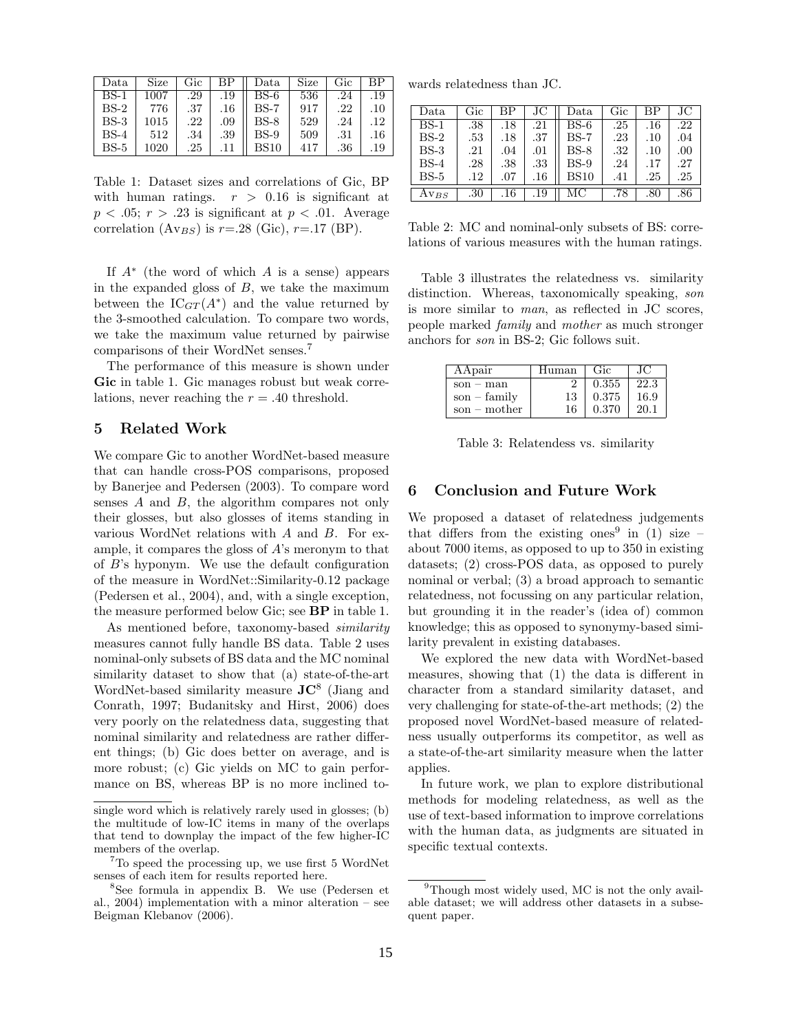| Data | Size | Gic | BP | Data | Size | Gic | BP |
|---|---|---|---|---|---|---|---|
| BS-1 | 1007 | .29 | .19 | BS-6 | 536 | .24 | .19 |
| BS-2 | 776 | .37 | .16 | BS-7 | 917 | .22 | .10 |
| BS-3 | 1015 | .22 | .09 | BS-8 | 529 | .24 | .12 |
| BS-4 | 512 | .34 | .39 | BS-9 | 509 | .31 | .16 |
| BS-5 | 1020 | .25 | .11 | BS10 | 417 | .36 | .19 |

Table 1: Dataset sizes and correlations of Gic, BP with human ratings. $r > 0.16$ is significant at $p < .05$; $r > .23$ is significant at $p < .01$. Average correlation ($\mathrm{Av}_{BS}$) is $r$=.28 (Gic), $r$=.17 (BP).

If $A^*$ (the word of which $A$ is a sense) appears in the expanded gloss of $B$, we take the maximum between the $\mathrm{IC}_{GT}(A^*)$ and the value returned by the 3-smoothed calculation. To compare two words, we take the maximum value returned by pairwise comparisons of their WordNet senses.[7]

The performance of this measure is shown under **Gic** in table 1. Gic manages robust but weak correlations, never reaching the $r = .40$ threshold.

## 5 Related Work

We compare Gic to another WordNet-based measure that can handle cross-POS comparisons, proposed by Banerjee and Pedersen (2003). To compare word senses $A$ and $B$, the algorithm compares not only their glosses, but also glosses of items standing in various WordNet relations with $A$ and $B$. For example, it compares the gloss of $A$'s meronym to that of $B$'s hyponym. We use the default configuration of the measure in WordNet::Similarity-0.12 package (Pedersen et al., 2004), and, with a single exception, the measure performed below Gic; see **BP** in table 1.

As mentioned before, taxonomy-based *similarity* measures cannot fully handle BS data. Table 2 uses nominal-only subsets of BS data and the MC nominal similarity dataset to show that (a) state-of-the-art WordNet-based similarity measure **JC**[8] (Jiang and Conrath, 1997; Budanitsky and Hirst, 2006) does very poorly on the relatedness data, suggesting that nominal similarity and relatedness are rather different things; (b) Gic does better on average, and is more robust; (c) Gic yields on MC to gain performance on BS, whereas BP is no more inclined towards relatedness than JC.

| Data | Gic | BP | JC | Data | Gic | BP | JC |
|---|---|---|---|---|---|---|---|
| BS-1 | .38 | .18 | .21 | BS-6 | .25 | .16 | .22 |
| BS-2 | .53 | .18 | .37 | BS-7 | .23 | .10 | .04 |
| BS-3 | .21 | .04 | .01 | BS-8 | .32 | .10 | .00 |
| BS-4 | .28 | .38 | .33 | BS-9 | .24 | .17 | .27 |
| BS-5 | .12 | .07 | .16 | BS10 | .41 | .25 | .25 |
| $\mathrm{Av}_{BS}$ | .30 | .16 | .19 | MC | .78 | .80 | .86 |

Table 2: MC and nominal-only subsets of BS: correlations of various measures with the human ratings.

Table 3 illustrates the relatedness vs. similarity distinction. Whereas, taxonomically speaking, *son* is more similar to *man*, as reflected in JC scores, people marked *family* and *mother* as much stronger anchors for *son* in BS-2; Gic follows suit.

| AApair | Human | Gic | JC |
|---|---|---|---|
| son – man | 2 | 0.355 | 22.3 |
| son – family | 13 | 0.375 | 16.9 |
| son – mother | 16 | 0.370 | 20.1 |

Table 3: Relatendess vs. similarity

## 6 Conclusion and Future Work

We proposed a dataset of relatedness judgements that differs from the existing ones[9] in (1) size – about 7000 items, as opposed to up to 350 in existing datasets; (2) cross-POS data, as opposed to purely nominal or verbal; (3) a broad approach to semantic relatedness, not focussing on any particular relation, but grounding it in the reader's (idea of) common knowledge; this as opposed to synonymy-based similarity prevalent in existing databases.

We explored the new data with WordNet-based measures, showing that (1) the data is different in character from a standard similarity dataset, and very challenging for state-of-the-art methods; (2) the proposed novel WordNet-based measure of relatedness usually outperforms its competitor, as well as a state-of-the-art similarity measure when the latter applies.

In future work, we plan to explore distributional methods for modeling relatedness, as well as the use of text-based information to improve correlations with the human data, as judgments are situated in specific textual contexts.

---

single word which is relatively rarely used in glosses; (b) the multitude of low-IC items in many of the overlaps that tend to downplay the impact of the few higher-IC members of the overlap.

[7] To speed the processing up, we use first 5 WordNet senses of each item for results reported here.

[8] See formula in appendix B. We use (Pedersen et al., 2004) implementation with a minor alteration – see Beigman Klebanov (2006).

[9] Though most widely used, MC is not the only available dataset; we will address other datasets in a subsequent paper.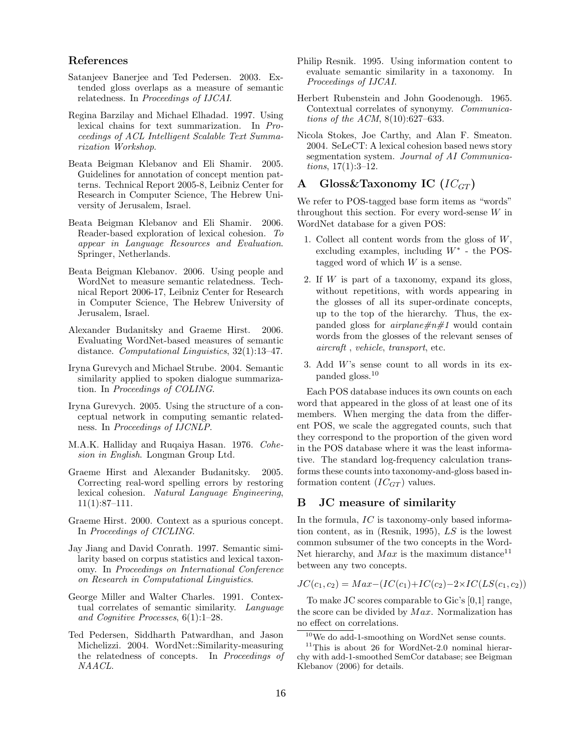## References

Satanjeev Banerjee and Ted Pedersen. 2003. Extended gloss overlaps as a measure of semantic relatedness. In *Proceedings of IJCAI*.

Regina Barzilay and Michael Elhadad. 1997. Using lexical chains for text summarization. In *Proceedings of ACL Intelligent Scalable Text Summarization Workshop*.

Beata Beigman Klebanov and Eli Shamir. 2005. Guidelines for annotation of concept mention patterns. Technical Report 2005-8, Leibniz Center for Research in Computer Science, The Hebrew University of Jerusalem, Israel.

Beata Beigman Klebanov and Eli Shamir. 2006. Reader-based exploration of lexical cohesion. *To appear in Language Resources and Evaluation*. Springer, Netherlands.

Beata Beigman Klebanov. 2006. Using people and WordNet to measure semantic relatedness. Technical Report 2006-17, Leibniz Center for Research in Computer Science, The Hebrew University of Jerusalem, Israel.

Alexander Budanitsky and Graeme Hirst. 2006. Evaluating WordNet-based measures of semantic distance. *Computational Linguistics*, 32(1):13–47.

Iryna Gurevych and Michael Strube. 2004. Semantic similarity applied to spoken dialogue summarization. In *Proceedings of COLING*.

Iryna Gurevych. 2005. Using the structure of a conceptual network in computing semantic relatedness. In *Proceedings of IJCNLP*.

M.A.K. Halliday and Ruqaiya Hasan. 1976. *Cohesion in English*. Longman Group Ltd.

Graeme Hirst and Alexander Budanitsky. 2005. Correcting real-word spelling errors by restoring lexical cohesion. *Natural Language Engineering*, 11(1):87–111.

Graeme Hirst. 2000. Context as a spurious concept. In *Proceedings of CICLING*.

Jay Jiang and David Conrath. 1997. Semantic similarity based on corpus statistics and lexical taxonomy. In *Proceedings on International Conference on Research in Computational Linguistics*.

George Miller and Walter Charles. 1991. Contextual correlates of semantic similarity. *Language and Cognitive Processes*, 6(1):1–28.

Ted Pedersen, Siddharth Patwardhan, and Jason Michelizzi. 2004. WordNet::Similarity-measuring the relatedness of concepts. In *Proceedings of NAACL*.

Philip Resnik. 1995. Using information content to evaluate semantic similarity in a taxonomy. In *Proceedings of IJCAI*.

Herbert Rubenstein and John Goodenough. 1965. Contextual correlates of synonymy. *Communications of the ACM*, 8(10):627–633.

Nicola Stokes, Joe Carthy, and Alan F. Smeaton. 2004. SeLeCT: A lexical cohesion based news story segmentation system. *Journal of AI Communications*, 17(1):3–12.

## A Gloss&Taxonomy IC ($IC_{GT}$)

We refer to POS-tagged base form items as "words" throughout this section. For every word-sense $W$ in WordNet database for a given POS:

1. Collect all content words from the gloss of $W$, excluding examples, including $W^*$ - the POS-tagged word of which $W$ is a sense.
2. If $W$ is part of a taxonomy, expand its gloss, without repetitions, with words appearing in the glosses of all its super-ordinate concepts, up to the top of the hierarchy. Thus, the expanded gloss for *airplane#n#1* would contain words from the glosses of the relevant senses of *aircraft* , *vehicle*, *transport*, etc.
3. Add $W$'s sense count to all words in its expanded gloss.[10]

Each POS database induces its own counts on each word that appeared in the gloss of at least one of its members. When merging the data from the different POS, we scale the aggregated counts, such that they correspond to the proportion of the given word in the POS database where it was the least informative. The standard log-frequency calculation transforms these counts into taxonomy-and-gloss based information content ($IC_{GT}$) values.

## B JC measure of similarity

In the formula, $IC$ is taxonomy-only based information content, as in (Resnik, 1995), $LS$ is the lowest common subsumer of the two concepts in the WordNet hierarchy, and $Max$ is the maximum distance[11] between any two concepts.

$$JC(c_1, c_2) = Max - (IC(c_1) + IC(c_2) - 2 \times IC(LS(c_1, c_2))$$

To make JC scores comparable to Gic's [0,1] range, the score can be divided by $Max$. Normalization has no effect on correlations.

---

[10] We do add-1-smoothing on WordNet sense counts.

[11] This is about 26 for WordNet-2.0 nominal hierarchy with add-1-smoothed SemCor database; see Beigman Klebanov (2006) for details.